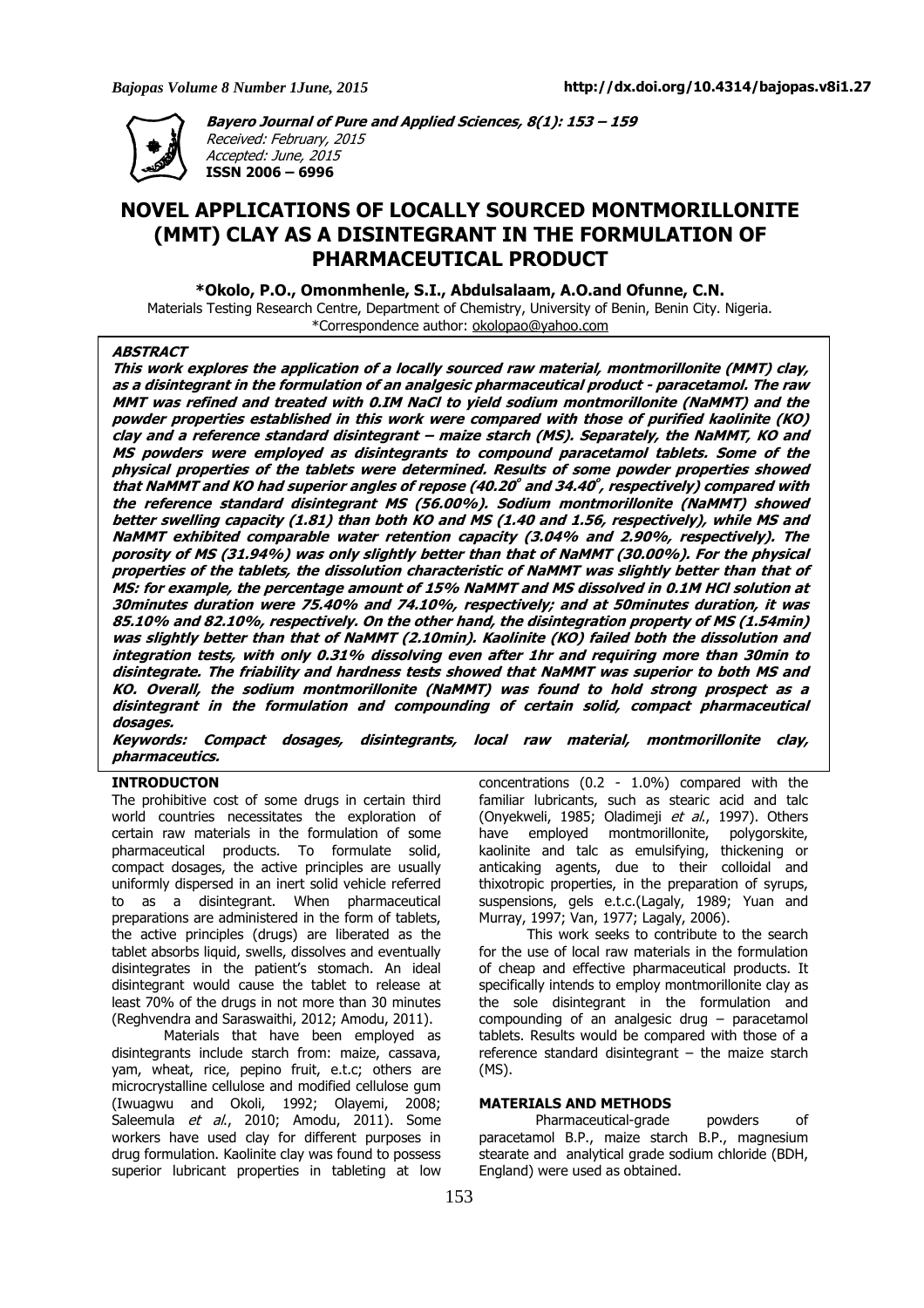**Bayero Journal of Pure and Applied Sciences, 8(1): 153 – 159**
Received: February, 2015
Accepted: June, 2015
**ISSN 2006 – 6996**

# NOVEL APPLICATIONS OF LOCALLY SOURCED MONTMORILLONITE (MMT) CLAY AS A DISINTEGRANT IN THE FORMULATION OF PHARMACEUTICAL PRODUCT

**\*Okolo, P.O., Omonmhenle, S.I., Abdulsalaam, A.O.and Ofunne, C.N.**

Materials Testing Research Centre, Department of Chemistry, University of Benin, Benin City. Nigeria.
\*Correspondence author: okolopao@yahoo.com

### ABSTRACT

***This work explores the application of a locally sourced raw material, montmorillonite (MMT) clay, as a disintegrant in the formulation of an analgesic pharmaceutical product - paracetamol. The raw MMT was refined and treated with 0.IM NaCl to yield sodium montmorillonite (NaMMT) and the powder properties established in this work were compared with those of purified kaolinite (KO) clay and a reference standard disintegrant – maize starch (MS). Separately, the NaMMT, KO and MS powders were employed as disintegrants to compound paracetamol tablets. Some of the physical properties of the tablets were determined. Results of some powder properties showed that NaMMT and KO had superior angles of repose (40.20$^o$ and 34.40$^o$, respectively) compared with the reference standard disintegrant MS (56.00%). Sodium montmorillonite (NaMMT) showed better swelling capacity (1.81) than both KO and MS (1.40 and 1.56, respectively), while MS and NaMMT exhibited comparable water retention capacity (3.04% and 2.90%, respectively). The porosity of MS (31.94%) was only slightly better than that of NaMMT (30.00%). For the physical properties of the tablets, the dissolution characteristic of NaMMT was slightly better than that of MS: for example, the percentage amount of 15% NaMMT and MS dissolved in 0.1M HCl solution at 30minutes duration were 75.40% and 74.10%, respectively; and at 50minutes duration, it was 85.10% and 82.10%, respectively. On the other hand, the disintegration property of MS (1.54min) was slightly better than that of NaMMT (2.10min). Kaolinite (KO) failed both the dissolution and integration tests, with only 0.31% dissolving even after 1hr and requiring more than 30min to disintegrate. The friability and hardness tests showed that NaMMT was superior to both MS and KO. Overall, the sodium montmorillonite (NaMMT) was found to hold strong prospect as a disintegrant in the formulation and compounding of certain solid, compact pharmaceutical dosages.***

***Keywords: Compact dosages, disintegrants, local raw material, montmorillonite clay, pharmaceutics.***

## INTRODUCTON

The prohibitive cost of some drugs in certain third world countries necessitates the exploration of certain raw materials in the formulation of some pharmaceutical products. To formulate solid, compact dosages, the active principles are usually uniformly dispersed in an inert solid vehicle referred to as a disintegrant. When pharmaceutical preparations are administered in the form of tablets, the active principles (drugs) are liberated as the tablet absorbs liquid, swells, dissolves and eventually disintegrates in the patient's stomach. An ideal disintegrant would cause the tablet to release at least 70% of the drugs in not more than 30 minutes (Reghvendra and Saraswaithi, 2012; Amodu, 2011).

Materials that have been employed as disintegrants include starch from: maize, cassava, yam, wheat, rice, pepino fruit, e.t.c; others are microcrystalline cellulose and modified cellulose gum (Iwuagwu and Okoli, 1992; Olayemi, 2008; Saleemula *et al.*, 2010; Amodu, 2011). Some workers have used clay for different purposes in drug formulation. Kaolinite clay was found to possess superior lubricant properties in tableting at low concentrations (0.2 - 1.0%) compared with the familiar lubricants, such as stearic acid and talc (Onyekweli, 1985; Oladimeji *et al.*, 1997). Others have employed montmorillonite, polygorskite, kaolinite and talc as emulsifying, thickening or anticaking agents, due to their colloidal and thixotropic properties, in the preparation of syrups, suspensions, gels e.t.c.(Lagaly, 1989; Yuan and Murray, 1997; Van, 1977; Lagaly, 2006).

This work seeks to contribute to the search for the use of local raw materials in the formulation of cheap and effective pharmaceutical products. It specifically intends to employ montmorillonite clay as the sole disintegrant in the formulation and compounding of an analgesic drug – paracetamol tablets. Results would be compared with those of a reference standard disintegrant – the maize starch (MS).

## MATERIALS AND METHODS

Pharmaceutical-grade powders of paracetamol B.P., maize starch B.P., magnesium stearate and analytical grade sodium chloride (BDH, England) were used as obtained.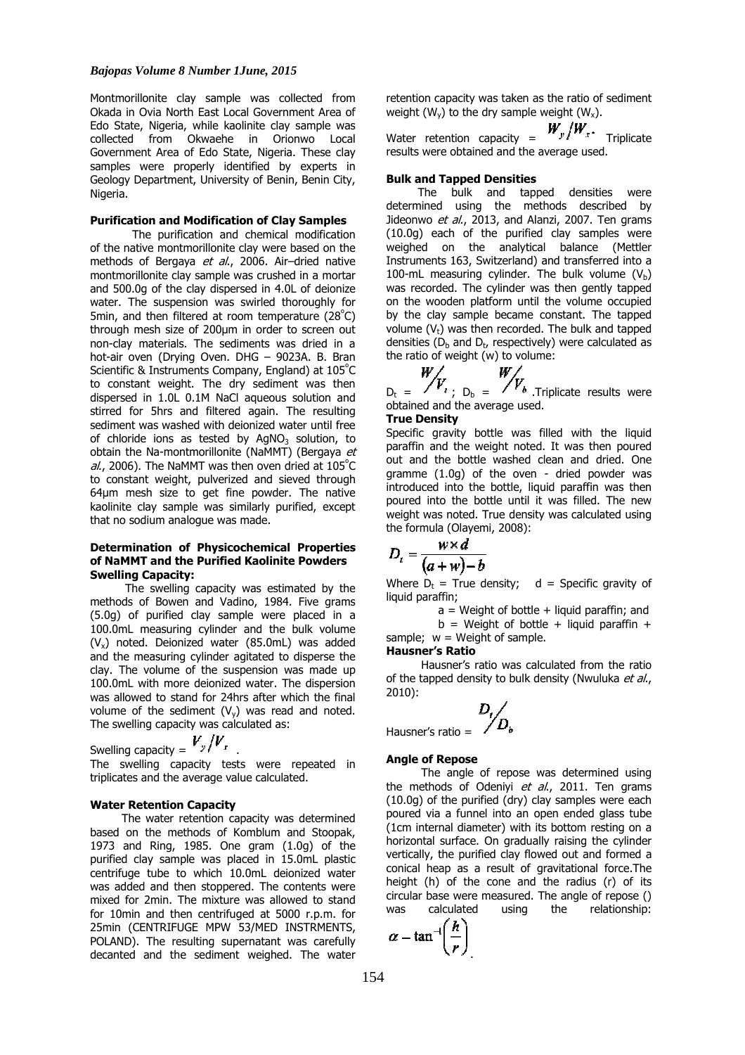Montmorillonite clay sample was collected from Okada in Ovia North East Local Government Area of Edo State, Nigeria, while kaolinite clay sample was collected from Okwaehe in Orionwo Local Government Area of Edo State, Nigeria. These clay samples were properly identified by experts in Geology Department, University of Benin, Benin City, Nigeria.

**Purification and Modification of Clay Samples**

The purification and chemical modification of the native montmorillonite clay were based on the methods of Bergaya *et al*., 2006. Air–dried native montmorillonite clay sample was crushed in a mortar and 500.0g of the clay dispersed in 4.0L of deionize water. The suspension was swirled thoroughly for 5min, and then filtered at room temperature (28°C) through mesh size of 200µm in order to screen out non-clay materials. The sediments was dried in a hot-air oven (Drying Oven. DHG – 9023A. B. Bran Scientific & Instruments Company, England) at 105°C to constant weight. The dry sediment was then dispersed in 1.0L 0.1M NaCl aqueous solution and stirred for 5hrs and filtered again. The resulting sediment was washed with deionized water until free of chloride ions as tested by $AgNO_3$ solution, to obtain the Na-montmorillonite (NaMMT) (Bergaya *et al*., 2006). The NaMMT was then oven dried at 105°C to constant weight, pulverized and sieved through 64µm mesh size to get fine powder. The native kaolinite clay sample was similarly purified, except that no sodium analogue was made.

**Determination of Physicochemical Properties of NaMMT and the Purified Kaolinite Powders**

**Swelling Capacity:**

The swelling capacity was estimated by the methods of Bowen and Vadino, 1984. Five grams (5.0g) of purified clay sample were placed in a 100.0mL measuring cylinder and the bulk volume ($V_x$) noted. Deionized water (85.0mL) was added and the measuring cylinder agitated to disperse the clay. The volume of the suspension was made up 100.0mL with more deionized water. The dispersion was allowed to stand for 24hrs after which the final volume of the sediment ($V_y$) was read and noted. The swelling capacity was calculated as:

Swelling capacity = $V_y/V_x$ .

The swelling capacity tests were repeated in triplicates and the average value calculated.

**Water Retention Capacity**

The water retention capacity was determined based on the methods of Komblum and Stoopak, 1973 and Ring, 1985. One gram (1.0g) of the purified clay sample was placed in 15.0mL plastic centrifuge tube to which 10.0mL deionized water was added and then stoppered. The contents were mixed for 2min. The mixture was allowed to stand for 10min and then centrifuged at 5000 r.p.m. for 25min (CENTRIFUGE MPW 53/MED INSTRMENTS, POLAND). The resulting supernatant was carefully decanted and the sediment weighed. The water retention capacity was taken as the ratio of sediment weight ($W_y$) to the dry sample weight ($W_x$).

Water retention capacity = $W_y/W_x$. Triplicate results were obtained and the average used.

**Bulk and Tapped Densities**

The bulk and tapped densities were determined using the methods described by Jideonwo *et al*., 2013, and Alanzi, 2007. Ten grams (10.0g) each of the purified clay samples were weighed on the analytical balance (Mettler Instruments 163, Switzerland) and transferred into a 100-mL measuring cylinder. The bulk volume ($V_b$) was recorded. The cylinder was then gently tapped on the wooden platform until the volume occupied by the clay sample became constant. The tapped volume ($V_t$) was then recorded. The bulk and tapped densities ($D_b$ and $D_t$, respectively) were calculated as the ratio of weight (w) to volume:

$D_t = W/V_t$ ; $D_b = W/V_b$ .Triplicate results were obtained and the average used.

**True Density**

Specific gravity bottle was filled with the liquid paraffin and the weight noted. It was then poured out and the bottle washed clean and dried. One gramme (1.0g) of the oven - dried powder was introduced into the bottle, liquid paraffin was then poured into the bottle until it was filled. The new weight was noted. True density was calculated using the formula (Olayemi, 2008):

$$D_t = \frac{w \times d}{(a + w) - b}$$

Where $D_t$ = True density; d = Specific gravity of liquid paraffin;

a = Weight of bottle + liquid paraffin; and

b = Weight of bottle + liquid paraffin + sample; w = Weight of sample.

**Hausner's Ratio**

Hausner's ratio was calculated from the ratio of the tapped density to bulk density (Nwuluka *et al*., 2010):

Hausner's ratio = $D_t/D_b$

**Angle of Repose**

The angle of repose was determined using the methods of Odeniyi *et al*., 2011. Ten grams (10.0g) of the purified (dry) clay samples were each poured via a funnel into an open ended glass tube (1cm internal diameter) with its bottom resting on a horizontal surface. On gradually raising the cylinder vertically, the purified clay flowed out and formed a conical heap as a result of gravitational force.The height (h) of the cone and the radius (r) of its circular base were measured. The angle of repose () was calculated using the relationship: $\alpha - \tan^{-1}\left(\frac{h}{r}\right)$.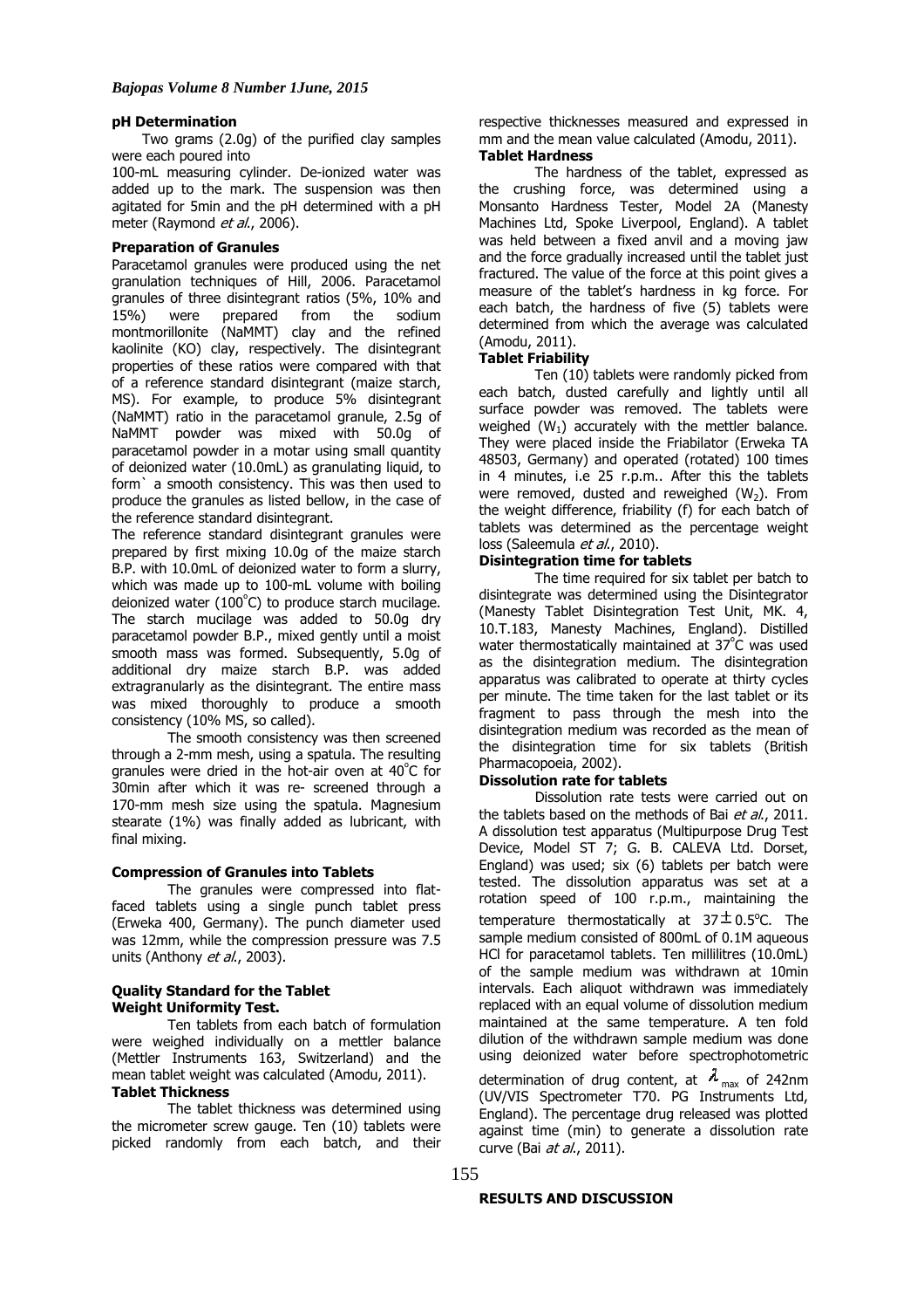#### pH Determination

Two grams (2.0g) of the purified clay samples were each poured into

100-mL measuring cylinder. De-ionized water was added up to the mark. The suspension was then agitated for 5min and the pH determined with a pH meter (Raymond *et al*., 2006).

#### Preparation of Granules

Paracetamol granules were produced using the net granulation techniques of Hill, 2006. Paracetamol granules of three disintegrant ratios (5%, 10% and 15%) were prepared from the sodium montmorillonite (NaMMT) clay and the refined kaolinite (KO) clay, respectively. The disintegrant properties of these ratios were compared with that of a reference standard disintegrant (maize starch, MS). For example, to produce 5% disintegrant (NaMMT) ratio in the paracetamol granule, 2.5g of NaMMT powder was mixed with 50.0g of paracetamol powder in a motar using small quantity of deionized water (10.0mL) as granulating liquid, to form` a smooth consistency. This was then used to produce the granules as listed bellow, in the case of the reference standard disintegrant.

The reference standard disintegrant granules were prepared by first mixing 10.0g of the maize starch B.P. with 10.0mL of deionized water to form a slurry, which was made up to 100-mL volume with boiling deionized water (100°C) to produce starch mucilage. The starch mucilage was added to 50.0g dry paracetamol powder B.P., mixed gently until a moist smooth mass was formed. Subsequently, 5.0g of additional dry maize starch B.P. was added extragranularly as the disintegrant. The entire mass was mixed thoroughly to produce a smooth consistency (10% MS, so called).

The smooth consistency was then screened through a 2-mm mesh, using a spatula. The resulting granules were dried in the hot-air oven at 40°C for 30min after which it was re- screened through a 170-mm mesh size using the spatula. Magnesium stearate (1%) was finally added as lubricant, with final mixing.

#### Compression of Granules into Tablets

The granules were compressed into flat-faced tablets using a single punch tablet press (Erweka 400, Germany). The punch diameter used was 12mm, while the compression pressure was 7.5 units (Anthony *et al*., 2003).

#### Quality Standard for the Tablet

#### Weight Uniformity Test.

Ten tablets from each batch of formulation were weighed individually on a mettler balance (Mettler Instruments 163, Switzerland) and the mean tablet weight was calculated (Amodu, 2011).

#### Tablet Thickness

The tablet thickness was determined using the micrometer screw gauge. Ten (10) tablets were picked randomly from each batch, and their respective thicknesses measured and expressed in mm and the mean value calculated (Amodu, 2011).

#### Tablet Hardness

The hardness of the tablet, expressed as the crushing force, was determined using a Monsanto Hardness Tester, Model 2A (Manesty Machines Ltd, Spoke Liverpool, England). A tablet was held between a fixed anvil and a moving jaw and the force gradually increased until the tablet just fractured. The value of the force at this point gives a measure of the tablet's hardness in kg force. For each batch, the hardness of five (5) tablets were determined from which the average was calculated (Amodu, 2011).

#### Tablet Friability

Ten (10) tablets were randomly picked from each batch, dusted carefully and lightly until all surface powder was removed. The tablets were weighed ($W_1$) accurately with the mettler balance. They were placed inside the Friabilator (Erweka TA 48503, Germany) and operated (rotated) 100 times in 4 minutes, i.e 25 r.p.m.. After this the tablets were removed, dusted and reweighed ($W_2$). From the weight difference, friability (f) for each batch of tablets was determined as the percentage weight loss (Saleemula *et al*., 2010).

#### Disintegration time for tablets

The time required for six tablet per batch to disintegrate was determined using the Disintegrator (Manesty Tablet Disintegration Test Unit, MK. 4, 10.T.183, Manesty Machines, England). Distilled water thermostatically maintained at 37°C was used as the disintegration medium. The disintegration apparatus was calibrated to operate at thirty cycles per minute. The time taken for the last tablet or its fragment to pass through the mesh into the disintegration medium was recorded as the mean of the disintegration time for six tablets (British Pharmacopoeia, 2002).

#### Dissolution rate for tablets

Dissolution rate tests were carried out on the tablets based on the methods of Bai *et al*., 2011. A dissolution test apparatus (Multipurpose Drug Test Device, Model ST 7; G. B. CALEVA Ltd. Dorset, England) was used; six (6) tablets per batch were tested. The dissolution apparatus was set at a rotation speed of 100 r.p.m., maintaining the temperature thermostatically at $37 \pm 0.5$°C. The sample medium consisted of 800mL of 0.1M aqueous HCl for paracetamol tablets. Ten millilitres (10.0mL) of the sample medium was withdrawn at 10min intervals. Each aliquot withdrawn was immediately replaced with an equal volume of dissolution medium maintained at the same temperature. A ten fold dilution of the withdrawn sample medium was done using deionized water before spectrophotometric determination of drug content, at $\lambda_{max}$ of 242nm (UV/VIS Spectrometer T70. PG Instruments Ltd, England). The percentage drug released was plotted against time (min) to generate a dissolution rate curve (Bai *at al*., 2011).

## RESULTS AND DISCUSSION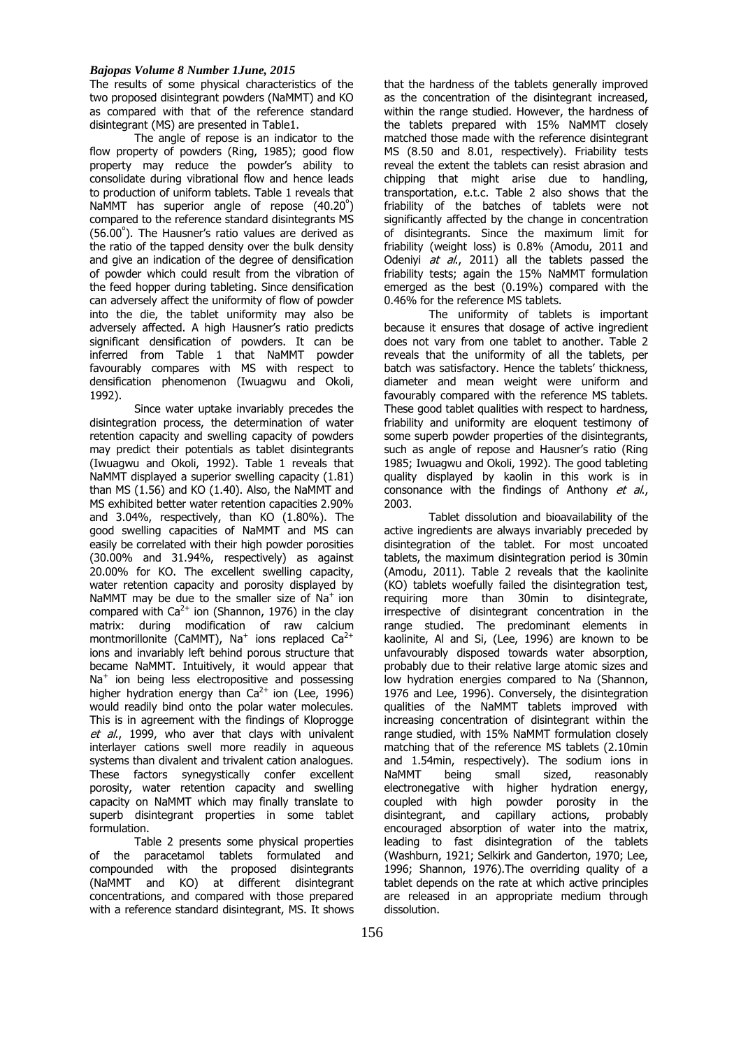The results of some physical characteristics of the two proposed disintegrant powders (NaMMT) and KO as compared with that of the reference standard disintegrant (MS) are presented in Table1.

The angle of repose is an indicator to the flow property of powders (Ring, 1985); good flow property may reduce the powder's ability to consolidate during vibrational flow and hence leads to production of uniform tablets. Table 1 reveals that NaMMT has superior angle of repose ($40.20^{o}$) compared to the reference standard disintegrants MS ($56.00^{o}$). The Hausner's ratio values are derived as the ratio of the tapped density over the bulk density and give an indication of the degree of densification of powder which could result from the vibration of the feed hopper during tableting. Since densification can adversely affect the uniformity of flow of powder into the die, the tablet uniformity may also be adversely affected. A high Hausner's ratio predicts significant densification of powders. It can be inferred from Table 1 that NaMMT powder favourably compares with MS with respect to densification phenomenon (Iwuagwu and Okoli, 1992).

Since water uptake invariably precedes the disintegration process, the determination of water retention capacity and swelling capacity of powders may predict their potentials as tablet disintegrants (Iwuagwu and Okoli, 1992). Table 1 reveals that NaMMT displayed a superior swelling capacity (1.81) than MS (1.56) and KO (1.40). Also, the NaMMT and MS exhibited better water retention capacities 2.90% and 3.04%, respectively, than KO (1.80%). The good swelling capacities of NaMMT and MS can easily be correlated with their high powder porosities (30.00% and 31.94%, respectively) as against 20.00% for KO. The excellent swelling capacity, water retention capacity and porosity displayed by NaMMT may be due to the smaller size of $Na^{+}$ ion compared with $Ca^{2+}$ ion (Shannon, 1976) in the clay matrix: during modification of raw calcium montmorillonite (CaMMT), $Na^{+}$ ions replaced $Ca^{2+}$ ions and invariably left behind porous structure that became NaMMT. Intuitively, it would appear that $Na^{+}$ ion being less electropositive and possessing higher hydration energy than $Ca^{2+}$ ion (Lee, 1996) would readily bind onto the polar water molecules. This is in agreement with the findings of Kloprogge *et al*., 1999, who aver that clays with univalent interlayer cations swell more readily in aqueous systems than divalent and trivalent cation analogues. These factors synegystically confer excellent porosity, water retention capacity and swelling capacity on NaMMT which may finally translate to superb disintegrant properties in some tablet formulation.

Table 2 presents some physical properties of the paracetamol tablets formulated and compounded with the proposed disintegrants (NaMMT and KO) at different disintegrant concentrations, and compared with those prepared with a reference standard disintegrant, MS. It shows that the hardness of the tablets generally improved as the concentration of the disintegrant increased, within the range studied. However, the hardness of the tablets prepared with 15% NaMMT closely matched those made with the reference disintegrant MS (8.50 and 8.01, respectively). Friability tests reveal the extent the tablets can resist abrasion and chipping that might arise due to handling, transportation, e.t.c. Table 2 also shows that the friability of the batches of tablets were not significantly affected by the change in concentration of disintegrants. Since the maximum limit for friability (weight loss) is 0.8% (Amodu, 2011 and Odeniyi *at al*., 2011) all the tablets passed the friability tests; again the 15% NaMMT formulation emerged as the best (0.19%) compared with the 0.46% for the reference MS tablets.

The uniformity of tablets is important because it ensures that dosage of active ingredient does not vary from one tablet to another. Table 2 reveals that the uniformity of all the tablets, per batch was satisfactory. Hence the tablets' thickness, diameter and mean weight were uniform and favourably compared with the reference MS tablets. These good tablet qualities with respect to hardness, friability and uniformity are eloquent testimony of some superb powder properties of the disintegrants, such as angle of repose and Hausner's ratio (Ring 1985; Iwuagwu and Okoli, 1992). The good tableting quality displayed by kaolin in this work is in consonance with the findings of Anthony *et al*., 2003.

Tablet dissolution and bioavailability of the active ingredients are always invariably preceded by disintegration of the tablet. For most uncoated tablets, the maximum disintegration period is 30min (Amodu, 2011). Table 2 reveals that the kaolinite (KO) tablets woefully failed the disintegration test, requiring more than 30min to disintegrate, irrespective of disintegrant concentration in the range studied. The predominant elements in kaolinite, Al and Si, (Lee, 1996) are known to be unfavourably disposed towards water absorption, probably due to their relative large atomic sizes and low hydration energies compared to Na (Shannon, 1976 and Lee, 1996). Conversely, the disintegration qualities of the NaMMT tablets improved with increasing concentration of disintegrant within the range studied, with 15% NaMMT formulation closely matching that of the reference MS tablets (2.10min and 1.54min, respectively). The sodium ions in NaMMT being small sized, reasonably electronegative with higher hydration energy, coupled with high powder porosity in the disintegrant, and capillary actions, probably encouraged absorption of water into the matrix, leading to fast disintegration of the tablets (Washburn, 1921; Selkirk and Ganderton, 1970; Lee, 1996; Shannon, 1976).The overriding quality of a tablet depends on the rate at which active principles are released in an appropriate medium through dissolution.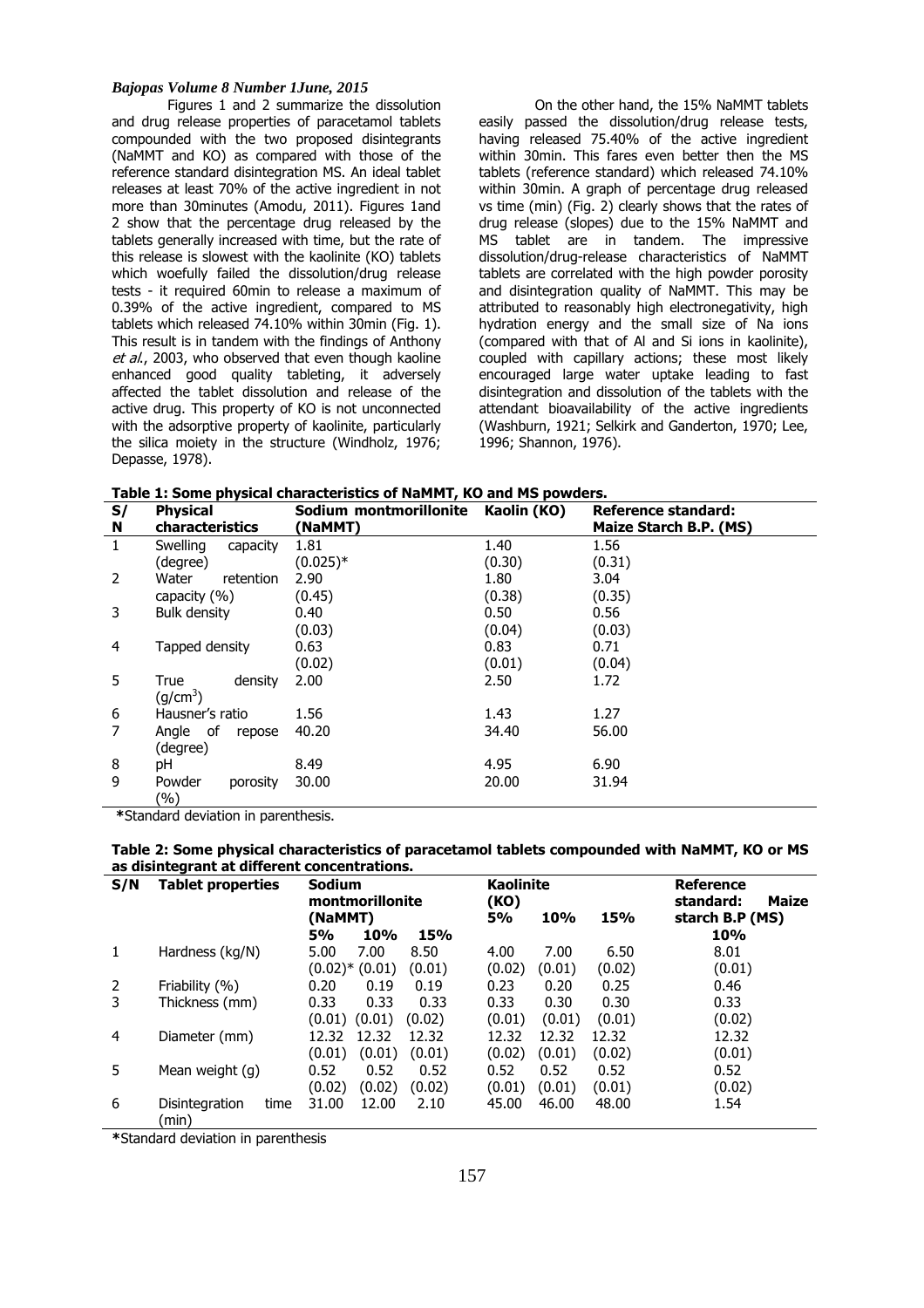Figures 1 and 2 summarize the dissolution and drug release properties of paracetamol tablets compounded with the two proposed disintegrants (NaMMT and KO) as compared with those of the reference standard disintegration MS. An ideal tablet releases at least 70% of the active ingredient in not more than 30minutes (Amodu, 2011). Figures 1and 2 show that the percentage drug released by the tablets generally increased with time, but the rate of this release is slowest with the kaolinite (KO) tablets which woefully failed the dissolution/drug release tests - it required 60min to release a maximum of 0.39% of the active ingredient, compared to MS tablets which released 74.10% within 30min (Fig. 1). This result is in tandem with the findings of Anthony *et al*., 2003, who observed that even though kaoline enhanced good quality tableting, it adversely affected the tablet dissolution and release of the active drug. This property of KO is not unconnected with the adsorptive property of kaolinite, particularly the silica moiety in the structure (Windholz, 1976; Depasse, 1978).

On the other hand, the 15% NaMMT tablets easily passed the dissolution/drug release tests, having released 75.40% of the active ingredient within 30min. This fares even better then the MS tablets (reference standard) which released 74.10% within 30min. A graph of percentage drug released vs time (min) (Fig. 2) clearly shows that the rates of drug release (slopes) due to the 15% NaMMT and MS tablet are in tandem. The impressive dissolution/drug-release characteristics of NaMMT tablets are correlated with the high powder porosity and disintegration quality of NaMMT. This may be attributed to reasonably high electronegativity, high hydration energy and the small size of Na ions (compared with that of Al and Si ions in kaolinite), coupled with capillary actions; these most likely encouraged large water uptake leading to fast disintegration and dissolution of the tablets with the attendant bioavailability of the active ingredients (Washburn, 1921; Selkirk and Ganderton, 1970; Lee, 1996; Shannon, 1976).

**Table 1: Some physical characteristics of NaMMT, KO and MS powders.**

| S/N | Physical characteristics | Sodium montmorillonite (NaMMT) | Kaolin (KO) | Reference standard: Maize Starch B.P. (MS) |
|---|---|---|---|---|
| 1 | Swelling capacity (degree) | 1.81 (0.025)* | 1.40 (0.30) | 1.56 (0.31) |
| 2 | Water retention capacity (%) | 2.90 (0.45) | 1.80 (0.38) | 3.04 (0.35) |
| 3 | Bulk density | 0.40 (0.03) | 0.50 (0.04) | 0.56 (0.03) |
| 4 | Tapped density | 0.63 (0.02) | 0.83 (0.01) | 0.71 (0.04) |
| 5 | True density ($g/cm^3$) | 2.00 | 2.50 | 1.72 |
| 6 | Hausner's ratio | 1.56 | 1.43 | 1.27 |
| 7 | Angle of repose (degree) | 40.20 | 34.40 | 56.00 |
| 8 | pH | 8.49 | 4.95 | 6.90 |
| 9 | Powder porosity (%) | 30.00 | 20.00 | 31.94 |

**\***Standard deviation in parenthesis.

**Table 2: Some physical characteristics of paracetamol tablets compounded with NaMMT, KO or MS as disintegrant at different concentrations.**

| S/N | Tablet properties | Sodium montmorillonite (NaMMT) | | | Kaolinite (KO) | | | Reference standard: Maize starch B.P (MS) |
|---|---|---|---|---|---|---|---|---|
| | | 5% | 10% | 15% | 5% | 10% | 15% | 10% |
| 1 | Hardness (kg/N) | 5.00 (0.02)* | 7.00 (0.01) | 8.50 (0.01) | 4.00 (0.02) | 7.00 (0.01) | 6.50 (0.02) | 8.01 (0.01) |
| 2 | Friability (%) | 0.20 | 0.19 | 0.19 | 0.23 | 0.20 | 0.25 | 0.46 |
| 3 | Thickness (mm) | 0.33 (0.01) | 0.33 (0.01) | 0.33 (0.02) | 0.33 (0.01) | 0.30 (0.01) | 0.30 (0.01) | 0.33 (0.02) |
| 4 | Diameter (mm) | 12.32 (0.01) | 12.32 (0.01) | 12.32 (0.01) | 12.32 (0.02) | 12.32 (0.01) | 12.32 (0.02) | 12.32 (0.01) |
| 5 | Mean weight (g) | 0.52 (0.02) | 0.52 (0.02) | 0.52 (0.02) | 0.52 (0.01) | 0.52 (0.01) | 0.52 (0.01) | 0.52 (0.02) |
| 6 | Disintegration time (min) | 31.00 | 12.00 | 2.10 | 45.00 | 46.00 | 48.00 | 1.54 |

**\***Standard deviation in parenthesis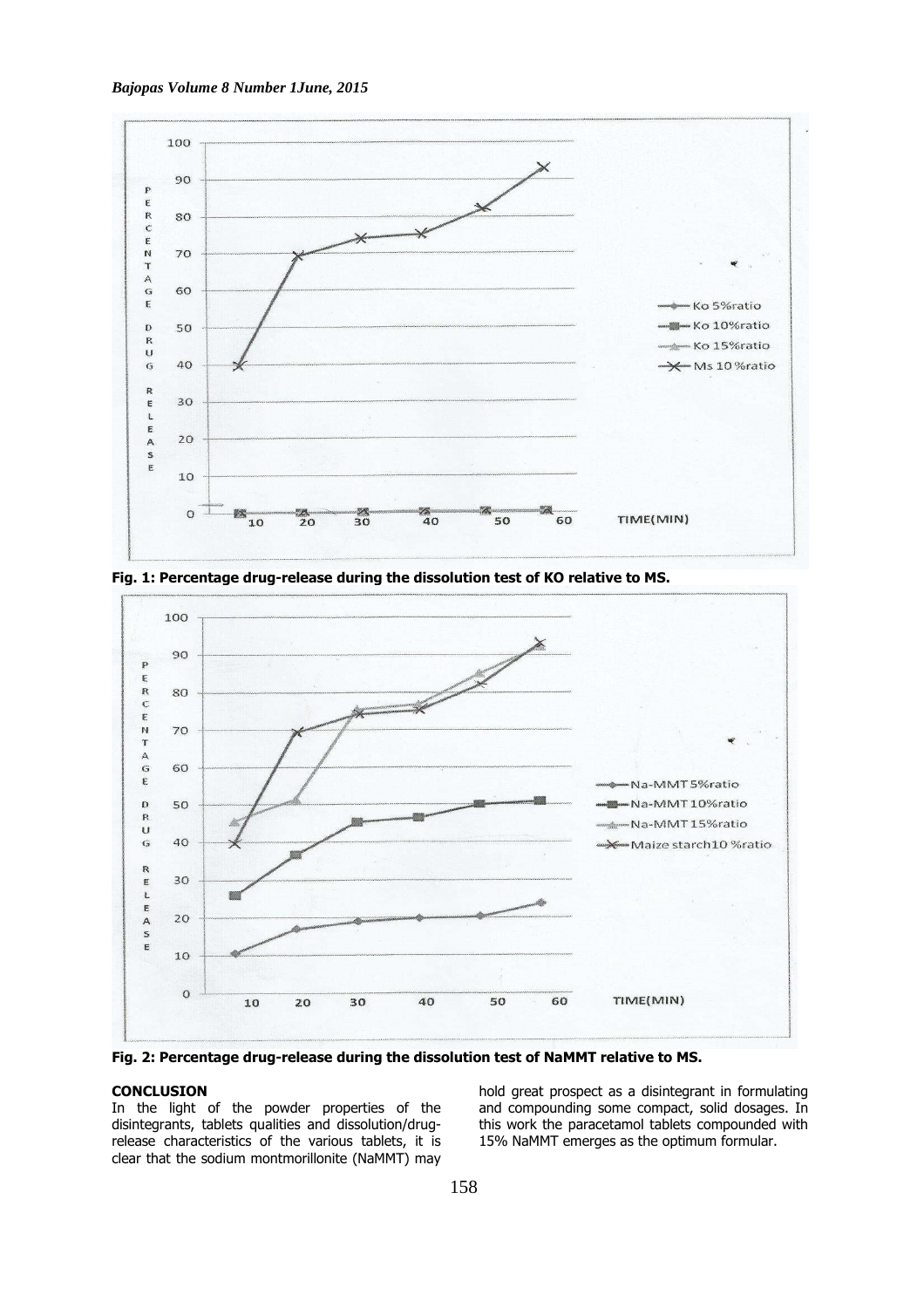Fig. 1: Percentage drug-release during the dissolution test of KO relative to MS.

Fig. 2: Percentage drug-release during the dissolution test of NaMMT relative to MS.

**CONCLUSION**

In the light of the powder properties of the disintegrants, tablets qualities and dissolution/drug-release characteristics of the various tablets, it is clear that the sodium montmorillonite (NaMMT) may hold great prospect as a disintegrant in formulating and compounding some compact, solid dosages. In this work the paracetamol tablets compounded with 15% NaMMT emerges as the optimum formular.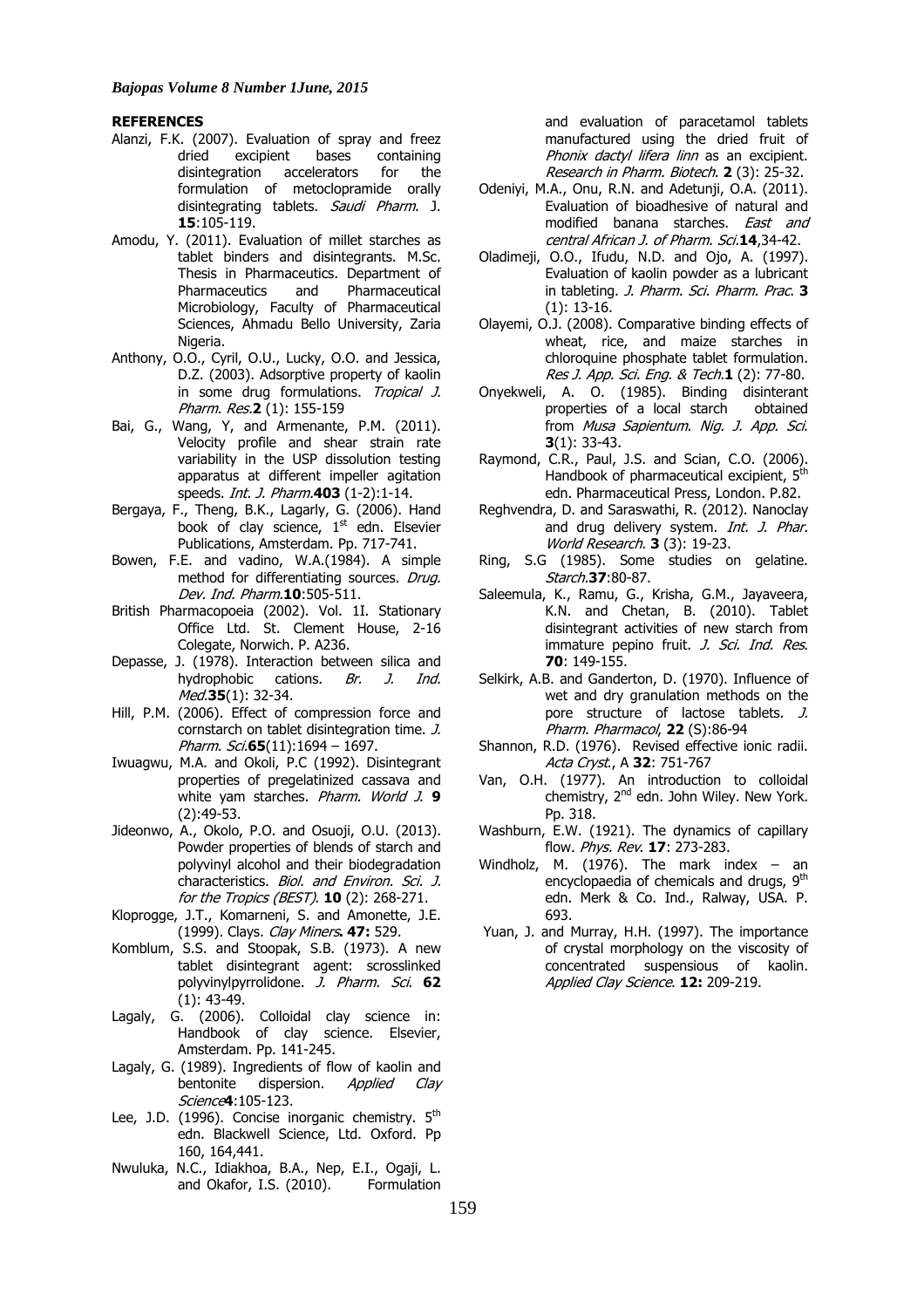**REFERENCES**

Alanzi, F.K. (2007). Evaluation of spray and freez dried excipient bases containing disintegration accelerators for the formulation of metoclopramide orally disintegrating tablets. *Saudi Pharm.* J. **15**:105-119.

Amodu, Y. (2011). Evaluation of millet starches as tablet binders and disintegrants. M.Sc. Thesis in Pharmaceutics. Department of Pharmaceutics and Pharmaceutical Microbiology, Faculty of Pharmaceutical Sciences, Ahmadu Bello University, Zaria Nigeria.

Anthony, O.O., Cyril, O.U., Lucky, O.O. and Jessica, D.Z. (2003). Adsorptive property of kaolin in some drug formulations. *Tropical J. Pharm. Res.***2** (1): 155-159

Bai, G., Wang, Y, and Armenante, P.M. (2011). Velocity profile and shear strain rate variability in the USP dissolution testing apparatus at different impeller agitation speeds. *Int. J. Pharm.***403** (1-2):1-14.

Bergaya, F., Theng, B.K., Lagarly, G. (2006). Hand book of clay science, 1st edn. Elsevier Publications, Amsterdam. Pp. 717-741.

Bowen, F.E. and vadino, W.A.(1984). A simple method for differentiating sources. *Drug. Dev. Ind. Pharm.***10**:505-511.

British Pharmacopoeia (2002). Vol. 1I. Stationary Office Ltd. St. Clement House, 2-16 Colegate, Norwich. P. A236.

Depasse, J. (1978). Interaction between silica and hydrophobic cations. *Br. J. Ind. Med.***35**(1): 32-34.

Hill, P.M. (2006). Effect of compression force and cornstarch on tablet disintegration time. *J. Pharm. Sci.***65**(11):1694 – 1697.

Iwuagwu, M.A. and Okoli, P.C (1992). Disintegrant properties of pregelatinized cassava and white yam starches. *Pharm. World J.* **9** (2):49-53.

Jideonwo, A., Okolo, P.O. and Osuoji, O.U. (2013). Powder properties of blends of starch and polyvinyl alcohol and their biodegradation characteristics. *Biol. and Environ. Sci. J. for the Tropics (BEST).* **10** (2): 268-271.

Kloprogge, J.T., Komarneni, S. and Amonette, J.E. (1999). Clays. *Clay Miners.* **47:** 529.

Komblum, S.S. and Stoopak, S.B. (1973). A new tablet disintegrant agent: scrosslinked polyvinylpyrrolidone. *J. Pharm. Sci.* **62** (1): 43-49.

Lagaly, G. (2006). Colloidal clay science in: Handbook of clay science. Elsevier, Amsterdam. Pp. 141-245.

Lagaly, G. (1989). Ingredients of flow of kaolin and bentonite dispersion. *Applied Clay Science***4**:105-123.

Lee, J.D. (1996). Concise inorganic chemistry. 5th edn. Blackwell Science, Ltd. Oxford. Pp 160, 164,441.

Nwuluka, N.C., Idiakhoa, B.A., Nep, E.I., Ogaji, L. and Okafor, I.S. (2010). Formulation and evaluation of paracetamol tablets manufactured using the dried fruit of *Phonix dactyl lifera linn* as an excipient. *Research in Pharm. Biotech.* **2** (3): 25-32.

Odeniyi, M.A., Onu, R.N. and Adetunji, O.A. (2011). Evaluation of bioadhesive of natural and modified banana starches. *East and central African J. of Pharm. Sci.***14**,34-42.

Oladimeji, O.O., Ifudu, N.D. and Ojo, A. (1997). Evaluation of kaolin powder as a lubricant in tableting. *J. Pharm. Sci. Pharm. Prac.* **3** (1): 13-16.

Olayemi, O.J. (2008). Comparative binding effects of wheat, rice, and maize starches in chloroquine phosphate tablet formulation. *Res J. App. Sci. Eng. & Tech.***1** (2): 77-80.

Onyekweli, A. O. (1985). Binding disinterant properties of a local starch obtained from *Musa Sapientum*. *Nig. J. App. Sci.* **3**(1): 33-43.

Raymond, C.R., Paul, J.S. and Scian, C.O. (2006). Handbook of pharmaceutical excipient, 5th edn. Pharmaceutical Press, London. P.82.

Reghvendra, D. and Saraswathi, R. (2012). Nanoclay and drug delivery system. *Int. J. Phar. World Research.* **3** (3): 19-23.

Ring, S.G (1985). Some studies on gelatine. *Starch.***37**:80-87.

Saleemula, K., Ramu, G., Krisha, G.M., Jayaveera, K.N. and Chetan, B. (2010). Tablet disintegrant activities of new starch from immature pepino fruit. *J. Sci. Ind. Res.* **70**: 149-155.

Selkirk, A.B. and Ganderton, D. (1970). Influence of wet and dry granulation methods on the pore structure of lactose tablets. *J. Pharm. Pharmacol*, **22** (S):86-94

Shannon, R.D. (1976). Revised effective ionic radii. *Acta Cryst.*, A **32**: 751-767

Van, O.H. (1977). An introduction to colloidal chemistry, 2nd edn. John Wiley. New York. Pp. 318.

Washburn, E.W. (1921). The dynamics of capillary flow. *Phys. Rev.* **17**: 273-283.

Windholz, M. (1976). The mark index – an encyclopaedia of chemicals and drugs, 9th edn. Merk & Co. Ind., Ralway, USA. P. 693.

Yuan, J. and Murray, H.H. (1997). The importance of crystal morphology on the viscosity of concentrated suspensious of kaolin. *Applied Clay Science.* **12:** 209-219.